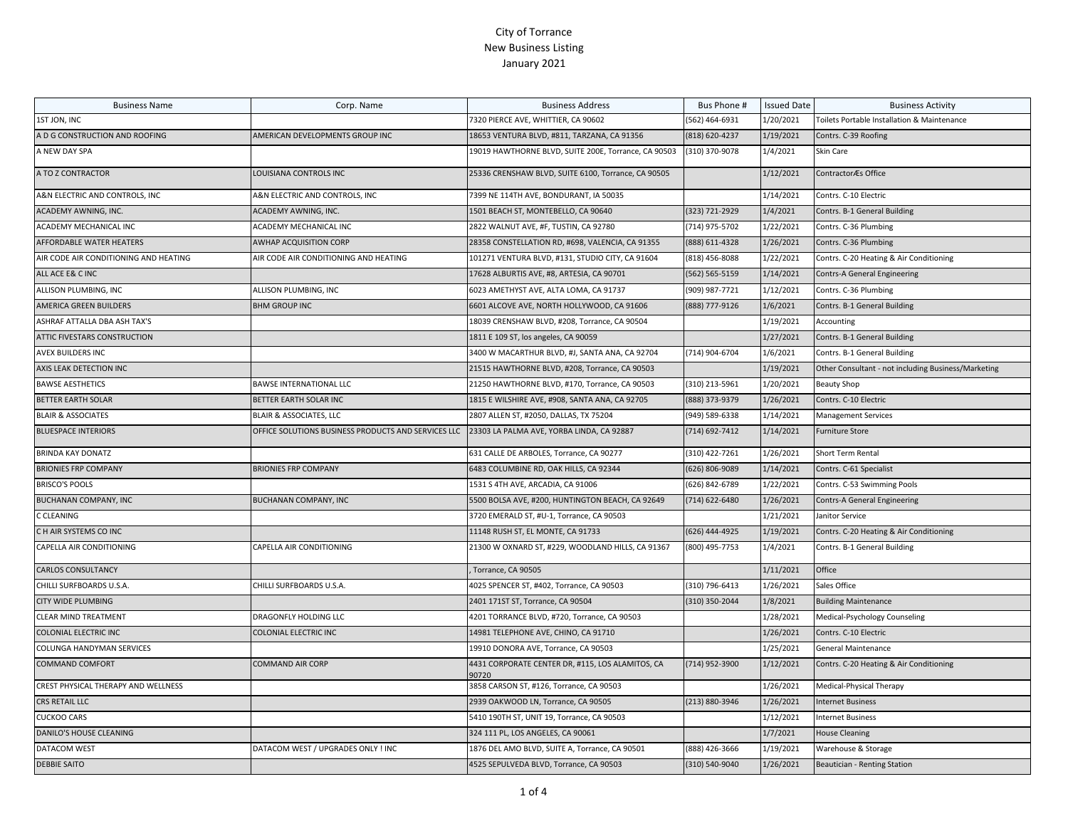# City of Torrance
## New Business Listing
## January 2021

| Business Name | Corp. Name | Business Address | Bus Phone # | Issued Date | Business Activity |
|---|---|---|---|---|---|
| 1ST JON, INC | | 7320 PIERCE AVE, WHITTIER, CA 90602 | (562) 464-6931 | 1/20/2021 | Toilets Portable Installation & Maintenance |
| A D G CONSTRUCTION AND ROOFING | AMERICAN DEVELOPMENTS GROUP INC | 18653 VENTURA BLVD, #811, TARZANA, CA 91356 | (818) 620-4237 | 1/19/2021 | Contrs. C-39 Roofing |
| A NEW DAY SPA | | 19019 HAWTHORNE BLVD, SUITE 200E, Torrance, CA 90503 | (310) 370-9078 | 1/4/2021 | Skin Care |
| A TO Z CONTRACTOR | LOUISIANA CONTROLS INC | 25336 CRENSHAW BLVD, SUITE 6100, Torrance, CA 90505 | | 1/12/2021 | ContractorÆs Office |
| A&N ELECTRIC AND CONTROLS, INC | A&N ELECTRIC AND CONTROLS, INC | 7399 NE 114TH AVE, BONDURANT, IA 50035 | | 1/14/2021 | Contrs. C-10 Electric |
| ACADEMY AWNING, INC. | ACADEMY AWNING, INC. | 1501 BEACH ST, MONTEBELLO, CA 90640 | (323) 721-2929 | 1/4/2021 | Contrs. B-1 General Building |
| ACADEMY MECHANICAL INC | ACADEMY MECHANICAL INC | 2822 WALNUT AVE, #F, TUSTIN, CA 92780 | (714) 975-5702 | 1/22/2021 | Contrs. C-36 Plumbing |
| AFFORDABLE WATER HEATERS | AWHAP ACQUISITION CORP | 28358 CONSTELLATION RD, #698, VALENCIA, CA 91355 | (888) 611-4328 | 1/26/2021 | Contrs. C-36 Plumbing |
| AIR CODE AIR CONDITIONING AND HEATING | AIR CODE AIR CONDITIONING AND HEATING | 101271 VENTURA BLVD, #131, STUDIO CITY, CA 91604 | (818) 456-8088 | 1/22/2021 | Contrs. C-20 Heating & Air Conditioning |
| ALL ACE E& C INC | | 17628 ALBURTIS AVE, #8, ARTESIA, CA 90701 | (562) 565-5159 | 1/14/2021 | Contrs-A General Engineering |
| ALLISON PLUMBING, INC | ALLISON PLUMBING, INC | 6023 AMETHYST AVE, ALTA LOMA, CA 91737 | (909) 987-7721 | 1/12/2021 | Contrs. C-36 Plumbing |
| AMERICA GREEN BUILDERS | BHM GROUP INC | 6601 ALCOVE AVE, NORTH HOLLYWOOD, CA 91606 | (888) 777-9126 | 1/6/2021 | Contrs. B-1 General Building |
| ASHRAF ATTALLA DBA ASH TAX'S | | 18039 CRENSHAW BLVD, #208, Torrance, CA 90504 | | 1/19/2021 | Accounting |
| ATTIC FIVESTARS CONSTRUCTION | | 1811 E 109 ST, los angeles, CA 90059 | | 1/27/2021 | Contrs. B-1 General Building |
| AVEX BUILDERS INC | | 3400 W MACARTHUR BLVD, #J, SANTA ANA, CA 92704 | (714) 904-6704 | 1/6/2021 | Contrs. B-1 General Building |
| AXIS LEAK DETECTION INC | | 21515 HAWTHORNE BLVD, #208, Torrance, CA 90503 | | 1/19/2021 | Other Consultant - not including Business/Marketing |
| BAWSE AESTHETICS | BAWSE INTERNATIONAL LLC | 21250 HAWTHORNE BLVD, #170, Torrance, CA 90503 | (310) 213-5961 | 1/20/2021 | Beauty Shop |
| BETTER EARTH SOLAR | BETTER EARTH SOLAR INC | 1815 E WILSHIRE AVE, #908, SANTA ANA, CA 92705 | (888) 373-9379 | 1/26/2021 | Contrs. C-10 Electric |
| BLAIR & ASSOCIATES | BLAIR & ASSOCIATES, LLC | 2807 ALLEN ST, #2050, DALLAS, TX 75204 | (949) 589-6338 | 1/14/2021 | Management Services |
| BLUESPACE INTERIORS | OFFICE SOLUTIONS BUSINESS PRODUCTS AND SERVICES LLC | 23303 LA PALMA AVE, YORBA LINDA, CA 92887 | (714) 692-7412 | 1/14/2021 | Furniture Store |
| BRINDA KAY DONATZ | | 631 CALLE DE ARBOLES, Torrance, CA 90277 | (310) 422-7261 | 1/26/2021 | Short Term Rental |
| BRIONIES FRP COMPANY | BRIONIES FRP COMPANY | 6483 COLUMBINE RD, OAK HILLS, CA 92344 | (626) 806-9089 | 1/14/2021 | Contrs. C-61 Specialist |
| BRISCO'S POOLS | | 1531 S 4TH AVE, ARCADIA, CA 91006 | (626) 842-6789 | 1/22/2021 | Contrs. C-53 Swimming Pools |
| BUCHANAN COMPANY, INC | BUCHANAN COMPANY, INC | 5500 BOLSA AVE, #200, HUNTINGTON BEACH, CA 92649 | (714) 622-6480 | 1/26/2021 | Contrs-A General Engineering |
| C CLEANING | | 3720 EMERALD ST, #U-1, Torrance, CA 90503 | | 1/21/2021 | Janitor Service |
| C H AIR SYSTEMS CO INC | | 11148 RUSH ST, EL MONTE, CA 91733 | (626) 444-4925 | 1/19/2021 | Contrs. C-20 Heating & Air Conditioning |
| CAPELLA AIR CONDITIONING | CAPELLA AIR CONDITIONING | 21300 W OXNARD ST, #229, WOODLAND HILLS, CA 91367 | (800) 495-7753 | 1/4/2021 | Contrs. B-1 General Building |
| CARLOS CONSULTANCY | | , Torrance, CA 90505 | | 1/11/2021 | Office |
| CHILLI SURFBOARDS U.S.A. | CHILLI SURFBOARDS U.S.A. | 4025 SPENCER ST, #402, Torrance, CA 90503 | (310) 796-6413 | 1/26/2021 | Sales Office |
| CITY WIDE PLUMBING | | 2401 171ST ST, Torrance, CA 90504 | (310) 350-2044 | 1/8/2021 | Building Maintenance |
| CLEAR MIND TREATMENT | DRAGONFLY HOLDING LLC | 4201 TORRANCE BLVD, #720, Torrance, CA 90503 | | 1/28/2021 | Medical-Psychology Counseling |
| COLONIAL ELECTRIC INC | COLONIAL ELECTRIC INC | 14981 TELEPHONE AVE, CHINO, CA 91710 | | 1/26/2021 | Contrs. C-10 Electric |
| COLUNGA HANDYMAN SERVICES | | 19910 DONORA AVE, Torrance, CA 90503 | | 1/25/2021 | General Maintenance |
| COMMAND COMFORT | COMMAND AIR CORP | 4431 CORPORATE CENTER DR, #115, LOS ALAMITOS, CA 90720 | (714) 952-3900 | 1/12/2021 | Contrs. C-20 Heating & Air Conditioning |
| CREST PHYSICAL THERAPY AND WELLNESS | | 3858 CARSON ST, #126, Torrance, CA 90503 | | 1/26/2021 | Medical-Physical Therapy |
| CRS RETAIL LLC | | 2939 OAKWOOD LN, Torrance, CA 90505 | (213) 880-3946 | 1/26/2021 | Internet Business |
| CUCKOO CARS | | 5410 190TH ST, UNIT 19, Torrance, CA 90503 | | 1/12/2021 | Internet Business |
| DANILO'S HOUSE CLEANING | | 324 111 PL, LOS ANGELES, CA 90061 | | 1/7/2021 | House Cleaning |
| DATACOM WEST | DATACOM WEST / UPGRADES ONLY ! INC | 1876 DEL AMO BLVD, SUITE A, Torrance, CA 90501 | (888) 426-3666 | 1/19/2021 | Warehouse & Storage |
| DEBBIE SAITO | | 4525 SEPULVEDA BLVD, Torrance, CA 90503 | (310) 540-9040 | 1/26/2021 | Beautician - Renting Station |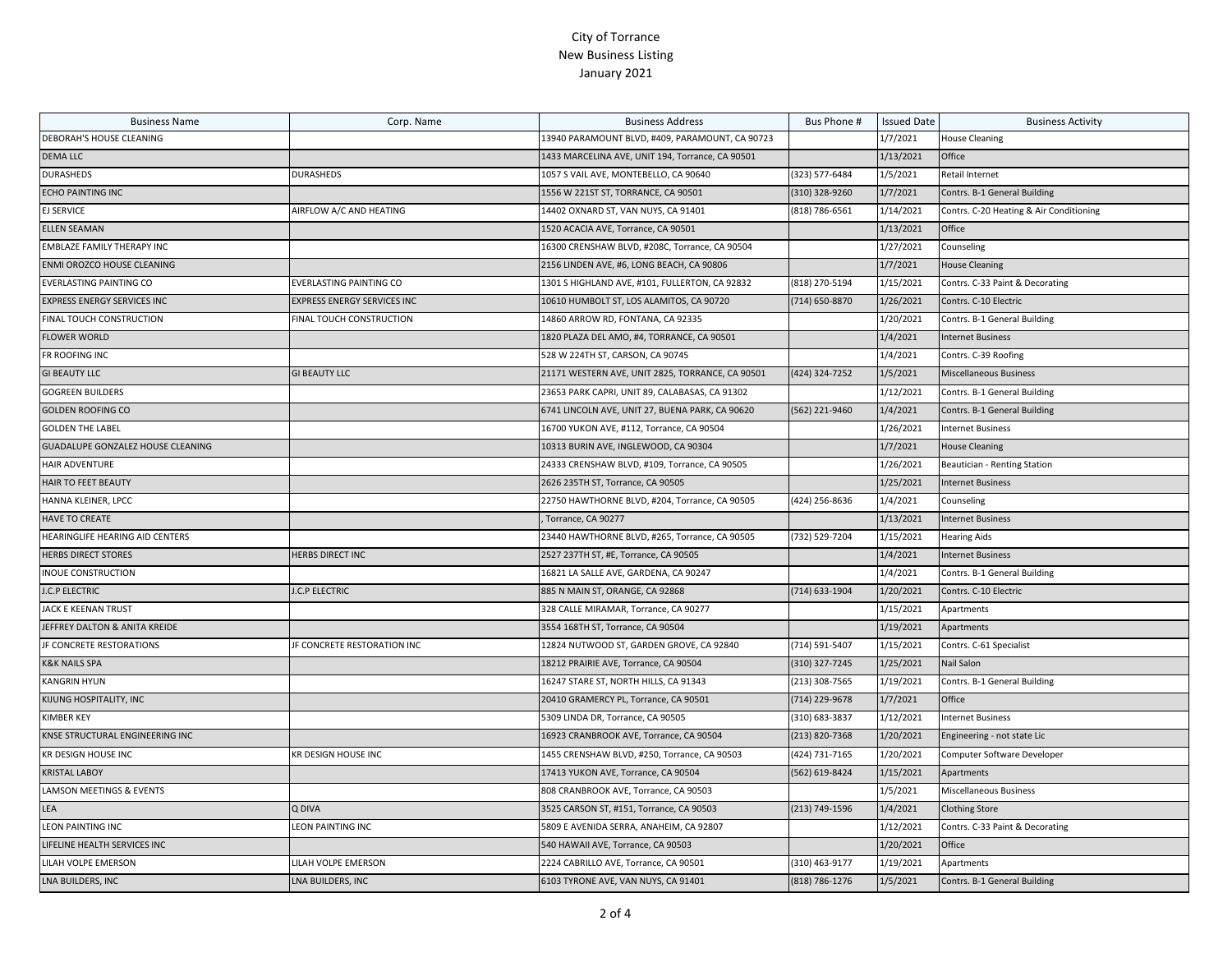# City of Torrance
## New Business Listing
## January 2021

| Business Name | Corp. Name | Business Address | Bus Phone # | Issued Date | Business Activity |
|---|---|---|---|---|---|
| DEBORAH'S HOUSE CLEANING | | 13940 PARAMOUNT BLVD, #409, PARAMOUNT, CA 90723 | | 1/7/2021 | House Cleaning |
| DEMA LLC | | 1433 MARCELINA AVE, UNIT 194, Torrance, CA 90501 | | 1/13/2021 | Office |
| DURASHEDS | DURASHEDS | 1057 S VAIL AVE, MONTEBELLO, CA 90640 | (323) 577-6484 | 1/5/2021 | Retail Internet |
| ECHO PAINTING INC | | 1556 W 221ST ST, TORRANCE, CA 90501 | (310) 328-9260 | 1/7/2021 | Contrs. B-1 General Building |
| EJ SERVICE | AIRFLOW A/C AND HEATING | 14402 OXNARD ST, VAN NUYS, CA 91401 | (818) 786-6561 | 1/14/2021 | Contrs. C-20 Heating & Air Conditioning |
| ELLEN SEAMAN | | 1520 ACACIA AVE, Torrance, CA 90501 | | 1/13/2021 | Office |
| EMBLAZE FAMILY THERAPY INC | | 16300 CRENSHAW BLVD, #208C, Torrance, CA 90504 | | 1/27/2021 | Counseling |
| ENMI OROZCO HOUSE CLEANING | | 2156 LINDEN AVE, #6, LONG BEACH, CA 90806 | | 1/7/2021 | House Cleaning |
| EVERLASTING PAINTING CO | EVERLASTING PAINTING CO | 1301 S HIGHLAND AVE, #101, FULLERTON, CA 92832 | (818) 270-5194 | 1/15/2021 | Contrs. C-33 Paint & Decorating |
| EXPRESS ENERGY SERVICES INC | EXPRESS ENERGY SERVICES INC | 10610 HUMBOLT ST, LOS ALAMITOS, CA 90720 | (714) 650-8870 | 1/26/2021 | Contrs. C-10 Electric |
| FINAL TOUCH CONSTRUCTION | FINAL TOUCH CONSTRUCTION | 14860 ARROW RD, FONTANA, CA 92335 | | 1/20/2021 | Contrs. B-1 General Building |
| FLOWER WORLD | | 1820 PLAZA DEL AMO, #4, TORRANCE, CA 90501 | | 1/4/2021 | Internet Business |
| FR ROOFING INC | | 528 W 224TH ST, CARSON, CA 90745 | | 1/4/2021 | Contrs. C-39 Roofing |
| GI BEAUTY LLC | GI BEAUTY LLC | 21171 WESTERN AVE, UNIT 2825, TORRANCE, CA 90501 | (424) 324-7252 | 1/5/2021 | Miscellaneous Business |
| GOGREEN BUILDERS | | 23653 PARK CAPRI, UNIT 89, CALABASAS, CA 91302 | | 1/12/2021 | Contrs. B-1 General Building |
| GOLDEN ROOFING CO | | 6741 LINCOLN AVE, UNIT 27, BUENA PARK, CA 90620 | (562) 221-9460 | 1/4/2021 | Contrs. B-1 General Building |
| GOLDEN THE LABEL | | 16700 YUKON AVE, #112, Torrance, CA 90504 | | 1/26/2021 | Internet Business |
| GUADALUPE GONZALEZ HOUSE CLEANING | | 10313 BURIN AVE, INGLEWOOD, CA 90304 | | 1/7/2021 | House Cleaning |
| HAIR ADVENTURE | | 24333 CRENSHAW BLVD, #109, Torrance, CA 90505 | | 1/26/2021 | Beautician - Renting Station |
| HAIR TO FEET BEAUTY | | 2626 235TH ST, Torrance, CA 90505 | | 1/25/2021 | Internet Business |
| HANNA KLEINER, LPCC | | 22750 HAWTHORNE BLVD, #204, Torrance, CA 90505 | (424) 256-8636 | 1/4/2021 | Counseling |
| HAVE TO CREATE | | , Torrance, CA 90277 | | 1/13/2021 | Internet Business |
| HEARINGLIFE HEARING AID CENTERS | | 23440 HAWTHORNE BLVD, #265, Torrance, CA 90505 | (732) 529-7204 | 1/15/2021 | Hearing Aids |
| HERBS DIRECT STORES | HERBS DIRECT INC | 2527 237TH ST, #E, Torrance, CA 90505 | | 1/4/2021 | Internet Business |
| INOUE CONSTRUCTION | | 16821 LA SALLE AVE, GARDENA, CA 90247 | | 1/4/2021 | Contrs. B-1 General Building |
| J.C.P ELECTRIC | J.C.P ELECTRIC | 885 N MAIN ST, ORANGE, CA 92868 | (714) 633-1904 | 1/20/2021 | Contrs. C-10 Electric |
| JACK E KEENAN TRUST | | 328 CALLE MIRAMAR, Torrance, CA 90277 | | 1/15/2021 | Apartments |
| JEFFREY DALTON & ANITA KREIDE | | 3554 168TH ST, Torrance, CA 90504 | | 1/19/2021 | Apartments |
| JF CONCRETE RESTORATIONS | JF CONCRETE RESTORATION INC | 12824 NUTWOOD ST, GARDEN GROVE, CA 92840 | (714) 591-5407 | 1/15/2021 | Contrs. C-61 Specialist |
| K&K NAILS SPA | | 18212 PRAIRIE AVE, Torrance, CA 90504 | (310) 327-7245 | 1/25/2021 | Nail Salon |
| KANGRIN HYUN | | 16247 STARE ST, NORTH HILLS, CA 91343 | (213) 308-7565 | 1/19/2021 | Contrs. B-1 General Building |
| KIJUNG HOSPITALITY, INC | | 20410 GRAMERCY PL, Torrance, CA 90501 | (714) 229-9678 | 1/7/2021 | Office |
| KIMBER KEY | | 5309 LINDA DR, Torrance, CA 90505 | (310) 683-3837 | 1/12/2021 | Internet Business |
| KNSE STRUCTURAL ENGINEERING INC | | 16923 CRANBROOK AVE, Torrance, CA 90504 | (213) 820-7368 | 1/20/2021 | Engineering - not state Lic |
| KR DESIGN HOUSE INC | KR DESIGN HOUSE INC | 1455 CRENSHAW BLVD, #250, Torrance, CA 90503 | (424) 731-7165 | 1/20/2021 | Computer Software Developer |
| KRISTAL LABOY | | 17413 YUKON AVE, Torrance, CA 90504 | (562) 619-8424 | 1/15/2021 | Apartments |
| LAMSON MEETINGS & EVENTS | | 808 CRANBROOK AVE, Torrance, CA 90503 | | 1/5/2021 | Miscellaneous Business |
| LEA | Q DIVA | 3525 CARSON ST, #151, Torrance, CA 90503 | (213) 749-1596 | 1/4/2021 | Clothing Store |
| LEON PAINTING INC | LEON PAINTING INC | 5809 E AVENIDA SERRA, ANAHEIM, CA 92807 | | 1/12/2021 | Contrs. C-33 Paint & Decorating |
| LIFELINE HEALTH SERVICES INC | | 540 HAWAII AVE, Torrance, CA 90503 | | 1/20/2021 | Office |
| LILAH VOLPE EMERSON | LILAH VOLPE EMERSON | 2224 CABRILLO AVE, Torrance, CA 90501 | (310) 463-9177 | 1/19/2021 | Apartments |
| LNA BUILDERS, INC | LNA BUILDERS, INC | 6103 TYRONE AVE, VAN NUYS, CA 91401 | (818) 786-1276 | 1/5/2021 | Contrs. B-1 General Building |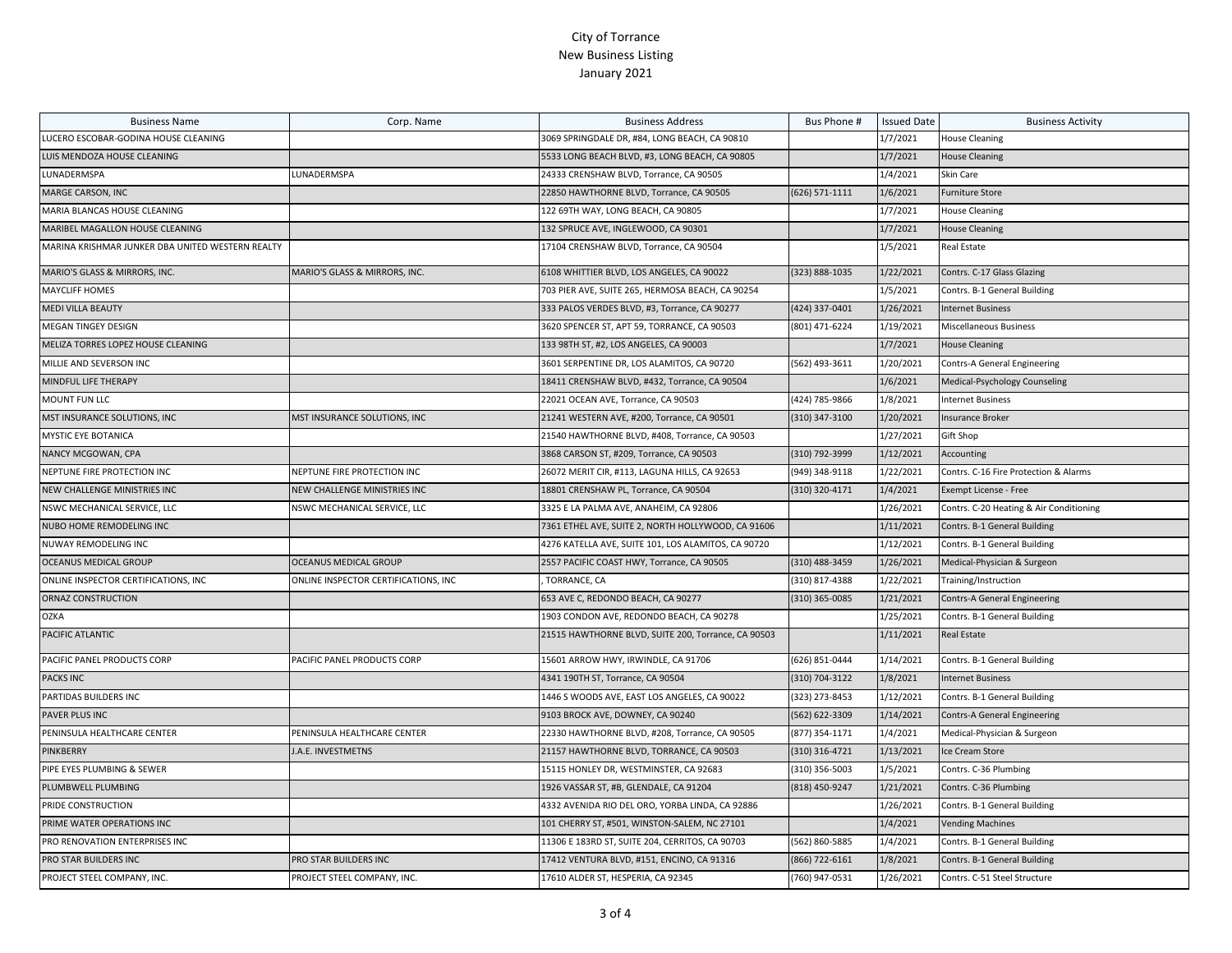# City of Torrance
## New Business Listing
## January 2021

| Business Name | Corp. Name | Business Address | Bus Phone # | Issued Date | Business Activity |
|---|---|---|---|---|---|
| LUCERO ESCOBAR-GODINA HOUSE CLEANING | | 3069 SPRINGDALE DR, #84, LONG BEACH, CA 90810 | | 1/7/2021 | House Cleaning |
| LUIS MENDOZA HOUSE CLEANING | | 5533 LONG BEACH BLVD, #3, LONG BEACH, CA 90805 | | 1/7/2021 | House Cleaning |
| LUNADERMSPA | LUNADERMSPA | 24333 CRENSHAW BLVD, Torrance, CA 90505 | | 1/4/2021 | Skin Care |
| MARGE CARSON, INC | | 22850 HAWTHORNE BLVD, Torrance, CA 90505 | (626) 571-1111 | 1/6/2021 | Furniture Store |
| MARIA BLANCAS HOUSE CLEANING | | 122 69TH WAY, LONG BEACH, CA 90805 | | 1/7/2021 | House Cleaning |
| MARIBEL MAGALLON HOUSE CLEANING | | 132 SPRUCE AVE, INGLEWOOD, CA 90301 | | 1/7/2021 | House Cleaning |
| MARINA KRISHMAR JUNKER DBA UNITED WESTERN REALTY | | 17104 CRENSHAW BLVD, Torrance, CA 90504 | | 1/5/2021 | Real Estate |
| MARIO'S GLASS & MIRRORS, INC. | MARIO'S GLASS & MIRRORS, INC. | 6108 WHITTIER BLVD, LOS ANGELES, CA 90022 | (323) 888-1035 | 1/22/2021 | Contrs. C-17 Glass Glazing |
| MAYCLIFF HOMES | | 703 PIER AVE, SUITE 265, HERMOSA BEACH, CA 90254 | | 1/5/2021 | Contrs. B-1 General Building |
| MEDI VILLA BEAUTY | | 333 PALOS VERDES BLVD, #3, Torrance, CA 90277 | (424) 337-0401 | 1/26/2021 | Internet Business |
| MEGAN TINGEY DESIGN | | 3620 SPENCER ST, APT 59, TORRANCE, CA 90503 | (801) 471-6224 | 1/19/2021 | Miscellaneous Business |
| MELIZA TORRES LOPEZ HOUSE CLEANING | | 133 98TH ST, #2, LOS ANGELES, CA 90003 | | 1/7/2021 | House Cleaning |
| MILLIE AND SEVERSON INC | | 3601 SERPENTINE DR, LOS ALAMITOS, CA 90720 | (562) 493-3611 | 1/20/2021 | Contrs-A General Engineering |
| MINDFUL LIFE THERAPY | | 18411 CRENSHAW BLVD, #432, Torrance, CA 90504 | | 1/6/2021 | Medical-Psychology Counseling |
| MOUNT FUN LLC | | 22021 OCEAN AVE, Torrance, CA 90503 | (424) 785-9866 | 1/8/2021 | Internet Business |
| MST INSURANCE SOLUTIONS, INC | MST INSURANCE SOLUTIONS, INC | 21241 WESTERN AVE, #200, Torrance, CA 90501 | (310) 347-3100 | 1/20/2021 | Insurance Broker |
| MYSTIC EYE BOTANICA | | 21540 HAWTHORNE BLVD, #408, Torrance, CA 90503 | | 1/27/2021 | Gift Shop |
| NANCY MCGOWAN, CPA | | 3868 CARSON ST, #209, Torrance, CA 90503 | (310) 792-3999 | 1/12/2021 | Accounting |
| NEPTUNE FIRE PROTECTION INC | NEPTUNE FIRE PROTECTION INC | 26072 MERIT CIR, #113, LAGUNA HILLS, CA 92653 | (949) 348-9118 | 1/22/2021 | Contrs. C-16 Fire Protection & Alarms |
| NEW CHALLENGE MINISTRIES INC | NEW CHALLENGE MINISTRIES INC | 18801 CRENSHAW PL, Torrance, CA 90504 | (310) 320-4171 | 1/4/2021 | Exempt License - Free |
| NSWC MECHANICAL SERVICE, LLC | NSWC MECHANICAL SERVICE, LLC | 3325 E LA PALMA AVE, ANAHEIM, CA 92806 | | 1/26/2021 | Contrs. C-20 Heating & Air Conditioning |
| NUBO HOME REMODELING INC | | 7361 ETHEL AVE, SUITE 2, NORTH HOLLYWOOD, CA 91606 | | 1/11/2021 | Contrs. B-1 General Building |
| NUWAY REMODELING INC | | 4276 KATELLA AVE, SUITE 101, LOS ALAMITOS, CA 90720 | | 1/12/2021 | Contrs. B-1 General Building |
| OCEANUS MEDICAL GROUP | OCEANUS MEDICAL GROUP | 2557 PACIFIC COAST HWY, Torrance, CA 90505 | (310) 488-3459 | 1/26/2021 | Medical-Physician & Surgeon |
| ONLINE INSPECTOR CERTIFICATIONS, INC | ONLINE INSPECTOR CERTIFICATIONS, INC | , TORRANCE, CA | (310) 817-4388 | 1/22/2021 | Training/Instruction |
| ORNAZ CONSTRUCTION | | 653 AVE C, REDONDO BEACH, CA 90277 | (310) 365-0085 | 1/21/2021 | Contrs-A General Engineering |
| OZKA | | 1903 CONDON AVE, REDONDO BEACH, CA 90278 | | 1/25/2021 | Contrs. B-1 General Building |
| PACIFIC ATLANTIC | | 21515 HAWTHORNE BLVD, SUITE 200, Torrance, CA 90503 | | 1/11/2021 | Real Estate |
| PACIFIC PANEL PRODUCTS CORP | PACIFIC PANEL PRODUCTS CORP | 15601 ARROW HWY, IRWINDLE, CA 91706 | (626) 851-0444 | 1/14/2021 | Contrs. B-1 General Building |
| PACKS INC | | 4341 190TH ST, Torrance, CA 90504 | (310) 704-3122 | 1/8/2021 | Internet Business |
| PARTIDAS BUILDERS INC | | 1446 S WOODS AVE, EAST LOS ANGELES, CA 90022 | (323) 273-8453 | 1/12/2021 | Contrs. B-1 General Building |
| PAVER PLUS INC | | 9103 BROCK AVE, DOWNEY, CA 90240 | (562) 622-3309 | 1/14/2021 | Contrs-A General Engineering |
| PENINSULA HEALTHCARE CENTER | PENINSULA HEALTHCARE CENTER | 22330 HAWTHORNE BLVD, #208, Torrance, CA 90505 | (877) 354-1171 | 1/4/2021 | Medical-Physician & Surgeon |
| PINKBERRY | J.A.E. INVESTMETNS | 21157 HAWTHORNE BLVD, TORRANCE, CA 90503 | (310) 316-4721 | 1/13/2021 | Ice Cream Store |
| PIPE EYES PLUMBING & SEWER | | 15115 HONLEY DR, WESTMINSTER, CA 92683 | (310) 356-5003 | 1/5/2021 | Contrs. C-36 Plumbing |
| PLUMBWELL PLUMBING | | 1926 VASSAR ST, #B, GLENDALE, CA 91204 | (818) 450-9247 | 1/21/2021 | Contrs. C-36 Plumbing |
| PRIDE CONSTRUCTION | | 4332 AVENIDA RIO DEL ORO, YORBA LINDA, CA 92886 | | 1/26/2021 | Contrs. B-1 General Building |
| PRIME WATER OPERATIONS INC | | 101 CHERRY ST, #501, WINSTON-SALEM, NC 27101 | | 1/4/2021 | Vending Machines |
| PRO RENOVATION ENTERPRISES INC | | 11306 E 183RD ST, SUITE 204, CERRITOS, CA 90703 | (562) 860-5885 | 1/4/2021 | Contrs. B-1 General Building |
| PRO STAR BUILDERS INC | PRO STAR BUILDERS INC | 17412 VENTURA BLVD, #151, ENCINO, CA 91316 | (866) 722-6161 | 1/8/2021 | Contrs. B-1 General Building |
| PROJECT STEEL COMPANY, INC. | PROJECT STEEL COMPANY, INC. | 17610 ALDER ST, HESPERIA, CA 92345 | (760) 947-0531 | 1/26/2021 | Contrs. C-51 Steel Structure |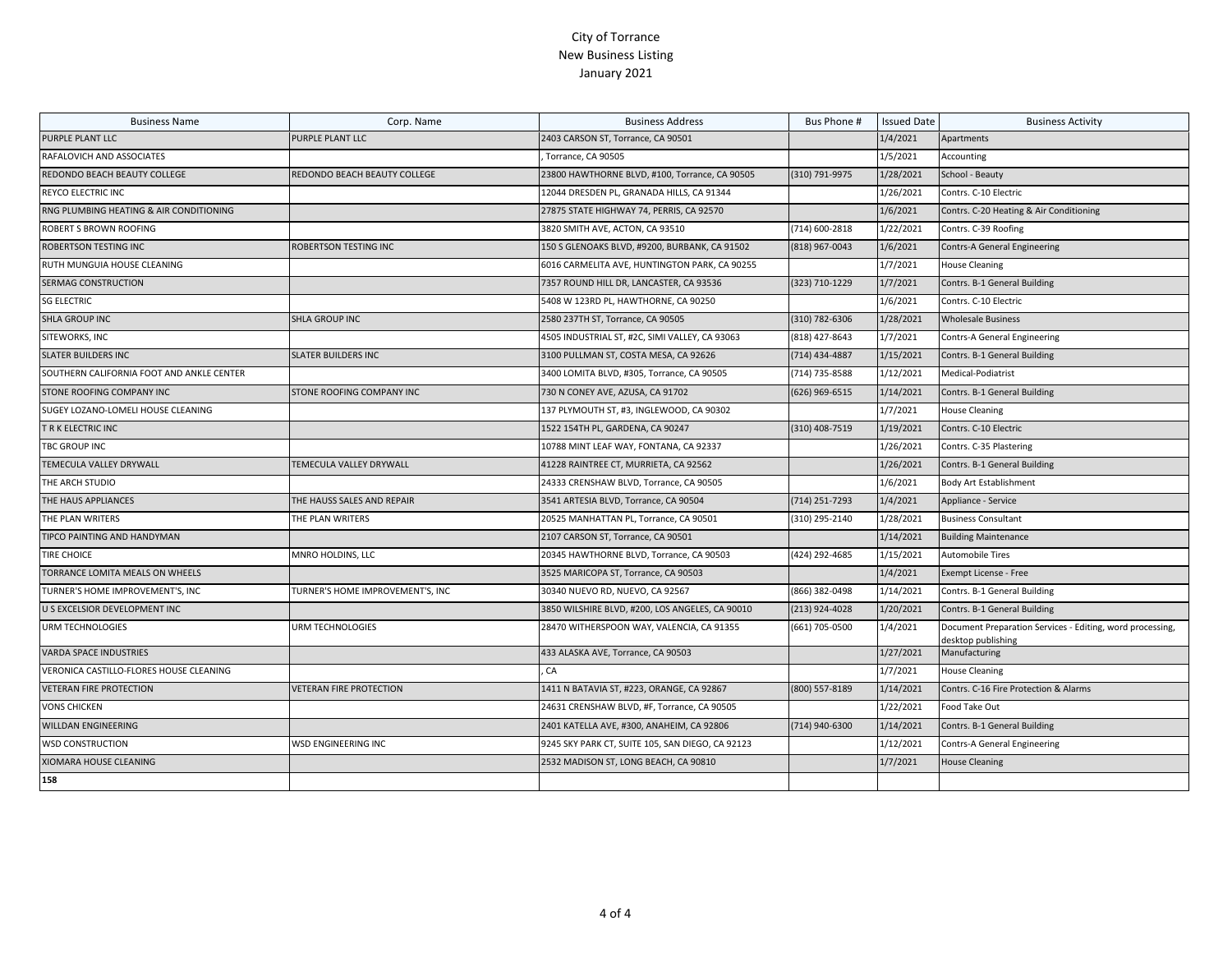# City of Torrance
## New Business Listing
### January 2021

| Business Name | Corp. Name | Business Address | Bus Phone # | Issued Date | Business Activity |
|---|---|---|---|---|---|
| PURPLE PLANT LLC | PURPLE PLANT LLC | 2403 CARSON ST, Torrance, CA 90501 | | 1/4/2021 | Apartments |
| RAFALOVICH AND ASSOCIATES | | , Torrance, CA 90505 | | 1/5/2021 | Accounting |
| REDONDO BEACH BEAUTY COLLEGE | REDONDO BEACH BEAUTY COLLEGE | 23800 HAWTHORNE BLVD, #100, Torrance, CA 90505 | (310) 791-9975 | 1/28/2021 | School - Beauty |
| REYCO ELECTRIC INC | | 12044 DRESDEN PL, GRANADA HILLS, CA 91344 | | 1/26/2021 | Contrs. C-10 Electric |
| RNG PLUMBING HEATING & AIR CONDITIONING | | 27875 STATE HIGHWAY 74, PERRIS, CA 92570 | | 1/6/2021 | Contrs. C-20 Heating & Air Conditioning |
| ROBERT S BROWN ROOFING | | 3820 SMITH AVE, ACTON, CA 93510 | (714) 600-2818 | 1/22/2021 | Contrs. C-39 Roofing |
| ROBERTSON TESTING INC | ROBERTSON TESTING INC | 150 S GLENOAKS BLVD, #9200, BURBANK, CA 91502 | (818) 967-0043 | 1/6/2021 | Contrs-A General Engineering |
| RUTH MUNGUIA HOUSE CLEANING | | 6016 CARMELITA AVE, HUNTINGTON PARK, CA 90255 | | 1/7/2021 | House Cleaning |
| SERMAG CONSTRUCTION | | 7357 ROUND HILL DR, LANCASTER, CA 93536 | (323) 710-1229 | 1/7/2021 | Contrs. B-1 General Building |
| SG ELECTRIC | | 5408 W 123RD PL, HAWTHORNE, CA 90250 | | 1/6/2021 | Contrs. C-10 Electric |
| SHLA GROUP INC | SHLA GROUP INC | 2580 237TH ST, Torrance, CA 90505 | (310) 782-6306 | 1/28/2021 | Wholesale Business |
| SITEWORKS, INC | | 4505 INDUSTRIAL ST, #2C, SIMI VALLEY, CA 93063 | (818) 427-8643 | 1/7/2021 | Contrs-A General Engineering |
| SLATER BUILDERS INC | SLATER BUILDERS INC | 3100 PULLMAN ST, COSTA MESA, CA 92626 | (714) 434-4887 | 1/15/2021 | Contrs. B-1 General Building |
| SOUTHERN CALIFORNIA FOOT AND ANKLE CENTER | | 3400 LOMITA BLVD, #305, Torrance, CA 90505 | (714) 735-8588 | 1/12/2021 | Medical-Podiatrist |
| STONE ROOFING COMPANY INC | STONE ROOFING COMPANY INC | 730 N CONEY AVE, AZUSA, CA 91702 | (626) 969-6515 | 1/14/2021 | Contrs. B-1 General Building |
| SUGEY LOZANO-LOMELI HOUSE CLEANING | | 137 PLYMOUTH ST, #3, INGLEWOOD, CA 90302 | | 1/7/2021 | House Cleaning |
| T R K ELECTRIC INC | | 1522 154TH PL, GARDENA, CA 90247 | (310) 408-7519 | 1/19/2021 | Contrs. C-10 Electric |
| TBC GROUP INC | | 10788 MINT LEAF WAY, FONTANA, CA 92337 | | 1/26/2021 | Contrs. C-35 Plastering |
| TEMECULA VALLEY DRYWALL | TEMECULA VALLEY DRYWALL | 41228 RAINTREE CT, MURRIETA, CA 92562 | | 1/26/2021 | Contrs. B-1 General Building |
| THE ARCH STUDIO | | 24333 CRENSHAW BLVD, Torrance, CA 90505 | | 1/6/2021 | Body Art Establishment |
| THE HAUS APPLIANCES | THE HAUSS SALES AND REPAIR | 3541 ARTESIA BLVD, Torrance, CA 90504 | (714) 251-7293 | 1/4/2021 | Appliance - Service |
| THE PLAN WRITERS | THE PLAN WRITERS | 20525 MANHATTAN PL, Torrance, CA 90501 | (310) 295-2140 | 1/28/2021 | Business Consultant |
| TIPCO PAINTING AND HANDYMAN | | 2107 CARSON ST, Torrance, CA 90501 | | 1/14/2021 | Building Maintenance |
| TIRE CHOICE | MNRO HOLDINS, LLC | 20345 HAWTHORNE BLVD, Torrance, CA 90503 | (424) 292-4685 | 1/15/2021 | Automobile Tires |
| TORRANCE LOMITA MEALS ON WHEELS | | 3525 MARICOPA ST, Torrance, CA 90503 | | 1/4/2021 | Exempt License - Free |
| TURNER'S HOME IMPROVEMENT'S, INC | TURNER'S HOME IMPROVEMENT'S, INC | 30340 NUEVO RD, NUEVO, CA 92567 | (866) 382-0498 | 1/14/2021 | Contrs. B-1 General Building |
| U S EXCELSIOR DEVELOPMENT INC | | 3850 WILSHIRE BLVD, #200, LOS ANGELES, CA 90010 | (213) 924-4028 | 1/20/2021 | Contrs. B-1 General Building |
| URM TECHNOLOGIES | URM TECHNOLOGIES | 28470 WITHERSPOON WAY, VALENCIA, CA 91355 | (661) 705-0500 | 1/4/2021 | Document Preparation Services - Editing, word processing, desktop publishing |
| VARDA SPACE INDUSTRIES | | 433 ALASKA AVE, Torrance, CA 90503 | | 1/27/2021 | Manufacturing |
| VERONICA CASTILLO-FLORES HOUSE CLEANING | | , CA | | 1/7/2021 | House Cleaning |
| VETERAN FIRE PROTECTION | VETERAN FIRE PROTECTION | 1411 N BATAVIA ST, #223, ORANGE, CA 92867 | (800) 557-8189 | 1/14/2021 | Contrs. C-16 Fire Protection & Alarms |
| VONS CHICKEN | | 24631 CRENSHAW BLVD, #F, Torrance, CA 90505 | | 1/22/2021 | Food Take Out |
| WILLDAN ENGINEERING | | 2401 KATELLA AVE, #300, ANAHEIM, CA 92806 | (714) 940-6300 | 1/14/2021 | Contrs. B-1 General Building |
| WSD CONSTRUCTION | WSD ENGINEERING INC | 9245 SKY PARK CT, SUITE 105, SAN DIEGO, CA 92123 | | 1/12/2021 | Contrs-A General Engineering |
| XIOMARA HOUSE CLEANING | | 2532 MADISON ST, LONG BEACH, CA 90810 | | 1/7/2021 | House Cleaning |
| **158** | | | | | |